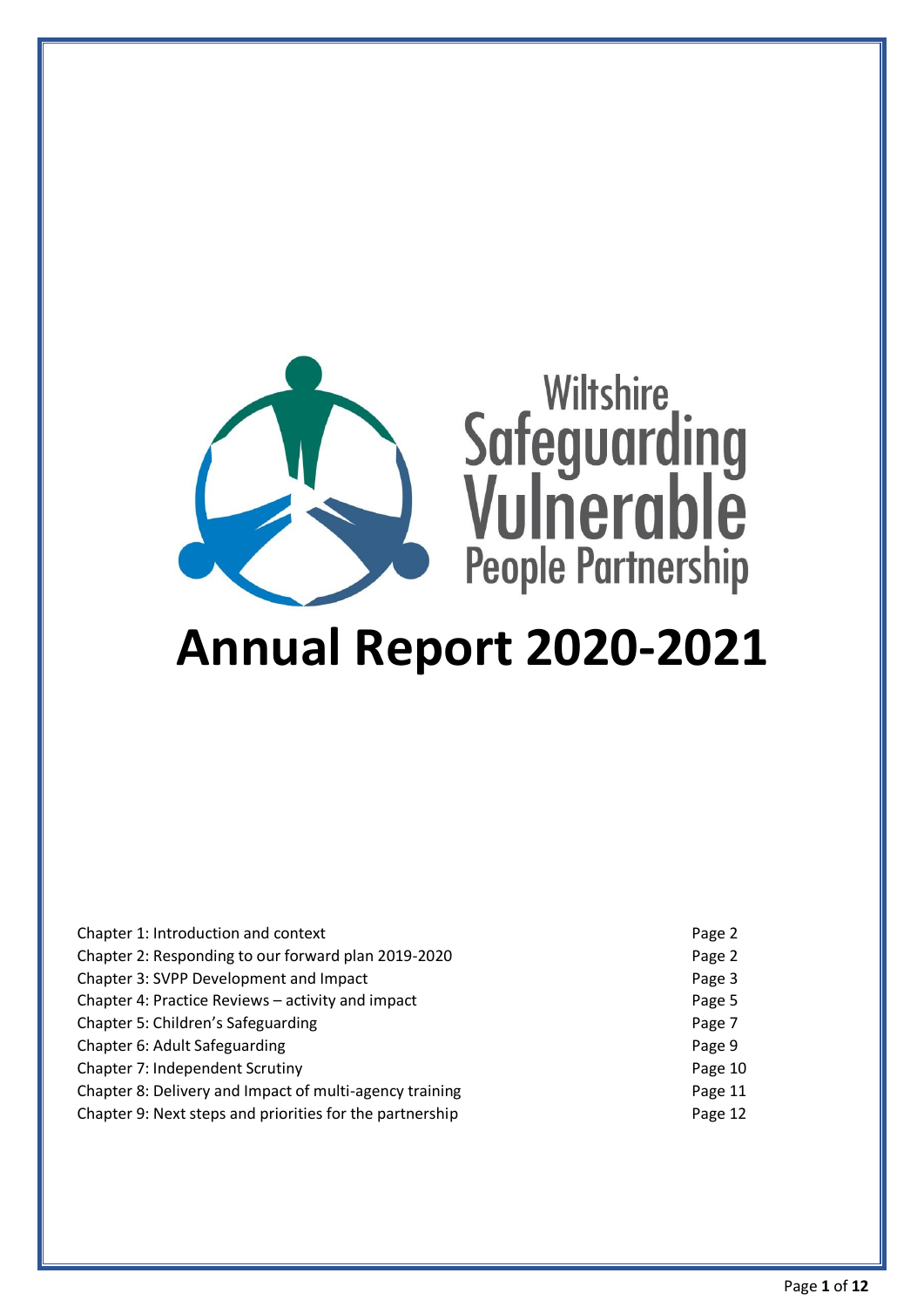Wiltshire Safeguarding Vulnerable People Partnership

# Annual Report 2020-2021

| | |
|---|---|
| Chapter 1: Introduction and context | Page 2 |
| Chapter 2: Responding to our forward plan 2019-2020 | Page 2 |
| Chapter 3: SVPP Development and Impact | Page 3 |
| Chapter 4: Practice Reviews – activity and impact | Page 5 |
| Chapter 5: Children's Safeguarding | Page 7 |
| Chapter 6: Adult Safeguarding | Page 9 |
| Chapter 7: Independent Scrutiny | Page 10 |
| Chapter 8: Delivery and Impact of multi-agency training | Page 11 |
| Chapter 9: Next steps and priorities for the partnership | Page 12 |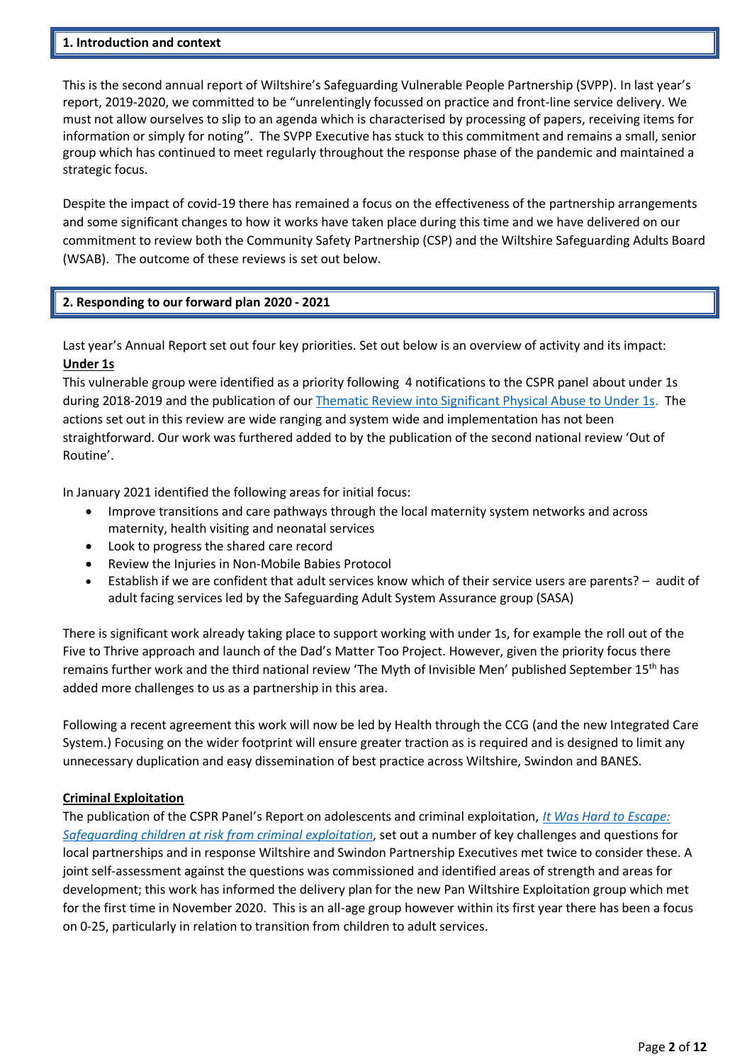## 1. Introduction and context

This is the second annual report of Wiltshire's Safeguarding Vulnerable People Partnership (SVPP). In last year's report, 2019-2020, we committed to be "unrelentingly focussed on practice and front-line service delivery. We must not allow ourselves to slip to an agenda which is characterised by processing of papers, receiving items for information or simply for noting". The SVPP Executive has stuck to this commitment and remains a small, senior group which has continued to meet regularly throughout the response phase of the pandemic and maintained a strategic focus.

Despite the impact of covid-19 there has remained a focus on the effectiveness of the partnership arrangements and some significant changes to how it works have taken place during this time and we have delivered on our commitment to review both the Community Safety Partnership (CSP) and the Wiltshire Safeguarding Adults Board (WSAB). The outcome of these reviews is set out below.

## 2. Responding to our forward plan 2020 - 2021

Last year's Annual Report set out four key priorities. Set out below is an overview of activity and its impact:

**Under 1s**

This vulnerable group were identified as a priority following 4 notifications to the CSPR panel about under 1s during 2018-2019 and the publication of our Thematic Review into Significant Physical Abuse to Under 1s. The actions set out in this review are wide ranging and system wide and implementation has not been straightforward. Our work was furthered added to by the publication of the second national review 'Out of Routine'.

In January 2021 identified the following areas for initial focus:

- Improve transitions and care pathways through the local maternity system networks and across maternity, health visiting and neonatal services
- Look to progress the shared care record
- Review the Injuries in Non-Mobile Babies Protocol
- Establish if we are confident that adult services know which of their service users are parents? – audit of adult facing services led by the Safeguarding Adult System Assurance group (SASA)

There is significant work already taking place to support working with under 1s, for example the roll out of the Five to Thrive approach and launch of the Dad's Matter Too Project. However, given the priority focus there remains further work and the third national review 'The Myth of Invisible Men' published September 15th has added more challenges to us as a partnership in this area.

Following a recent agreement this work will now be led by Health through the CCG (and the new Integrated Care System.) Focusing on the wider footprint will ensure greater traction as is required and is designed to limit any unnecessary duplication and easy dissemination of best practice across Wiltshire, Swindon and BANES.

**Criminal Exploitation**

The publication of the CSPR Panel's Report on adolescents and criminal exploitation, *It Was Hard to Escape: Safeguarding children at risk from criminal exploitation*, set out a number of key challenges and questions for local partnerships and in response Wiltshire and Swindon Partnership Executives met twice to consider these. A joint self-assessment against the questions was commissioned and identified areas of strength and areas for development; this work has informed the delivery plan for the new Pan Wiltshire Exploitation group which met for the first time in November 2020. This is an all-age group however within its first year there has been a focus on 0-25, particularly in relation to transition from children to adult services.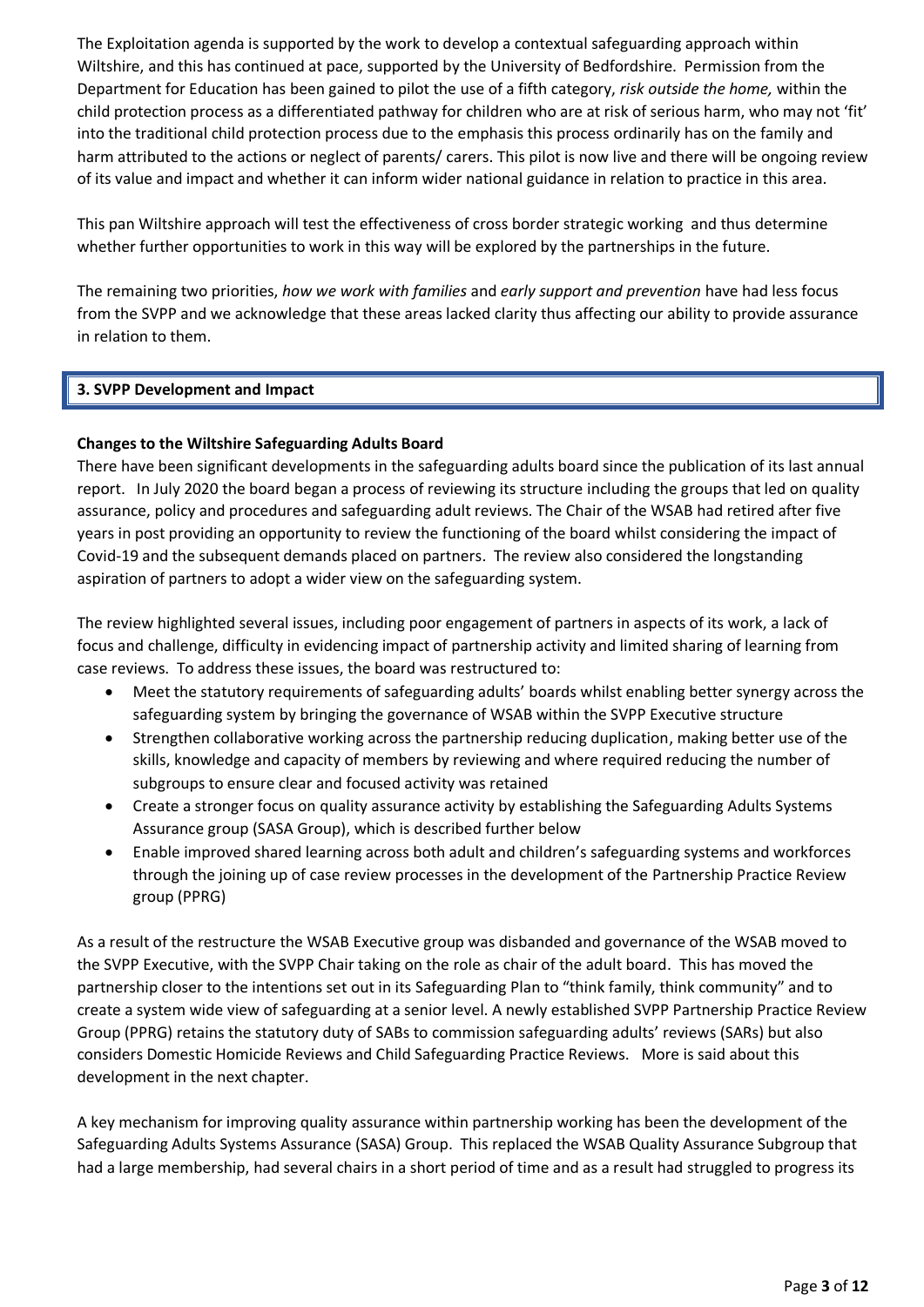The Exploitation agenda is supported by the work to develop a contextual safeguarding approach within Wiltshire, and this has continued at pace, supported by the University of Bedfordshire. Permission from the Department for Education has been gained to pilot the use of a fifth category, *risk outside the home,* within the child protection process as a differentiated pathway for children who are at risk of serious harm, who may not 'fit' into the traditional child protection process due to the emphasis this process ordinarily has on the family and harm attributed to the actions or neglect of parents/ carers. This pilot is now live and there will be ongoing review of its value and impact and whether it can inform wider national guidance in relation to practice in this area.

This pan Wiltshire approach will test the effectiveness of cross border strategic working and thus determine whether further opportunities to work in this way will be explored by the partnerships in the future.

The remaining two priorities, *how we work with families* and *early support and prevention* have had less focus from the SVPP and we acknowledge that these areas lacked clarity thus affecting our ability to provide assurance in relation to them.

## 3. SVPP Development and Impact

**Changes to the Wiltshire Safeguarding Adults Board**

There have been significant developments in the safeguarding adults board since the publication of its last annual report. In July 2020 the board began a process of reviewing its structure including the groups that led on quality assurance, policy and procedures and safeguarding adult reviews. The Chair of the WSAB had retired after five years in post providing an opportunity to review the functioning of the board whilst considering the impact of Covid-19 and the subsequent demands placed on partners. The review also considered the longstanding aspiration of partners to adopt a wider view on the safeguarding system.

The review highlighted several issues, including poor engagement of partners in aspects of its work, a lack of focus and challenge, difficulty in evidencing impact of partnership activity and limited sharing of learning from case reviews. To address these issues, the board was restructured to:

- Meet the statutory requirements of safeguarding adults' boards whilst enabling better synergy across the safeguarding system by bringing the governance of WSAB within the SVPP Executive structure
- Strengthen collaborative working across the partnership reducing duplication, making better use of the skills, knowledge and capacity of members by reviewing and where required reducing the number of subgroups to ensure clear and focused activity was retained
- Create a stronger focus on quality assurance activity by establishing the Safeguarding Adults Systems Assurance group (SASA Group), which is described further below
- Enable improved shared learning across both adult and children's safeguarding systems and workforces through the joining up of case review processes in the development of the Partnership Practice Review group (PPRG)

As a result of the restructure the WSAB Executive group was disbanded and governance of the WSAB moved to the SVPP Executive, with the SVPP Chair taking on the role as chair of the adult board. This has moved the partnership closer to the intentions set out in its Safeguarding Plan to "think family, think community" and to create a system wide view of safeguarding at a senior level. A newly established SVPP Partnership Practice Review Group (PPRG) retains the statutory duty of SABs to commission safeguarding adults' reviews (SARs) but also considers Domestic Homicide Reviews and Child Safeguarding Practice Reviews. More is said about this development in the next chapter.

A key mechanism for improving quality assurance within partnership working has been the development of the Safeguarding Adults Systems Assurance (SASA) Group. This replaced the WSAB Quality Assurance Subgroup that had a large membership, had several chairs in a short period of time and as a result had struggled to progress its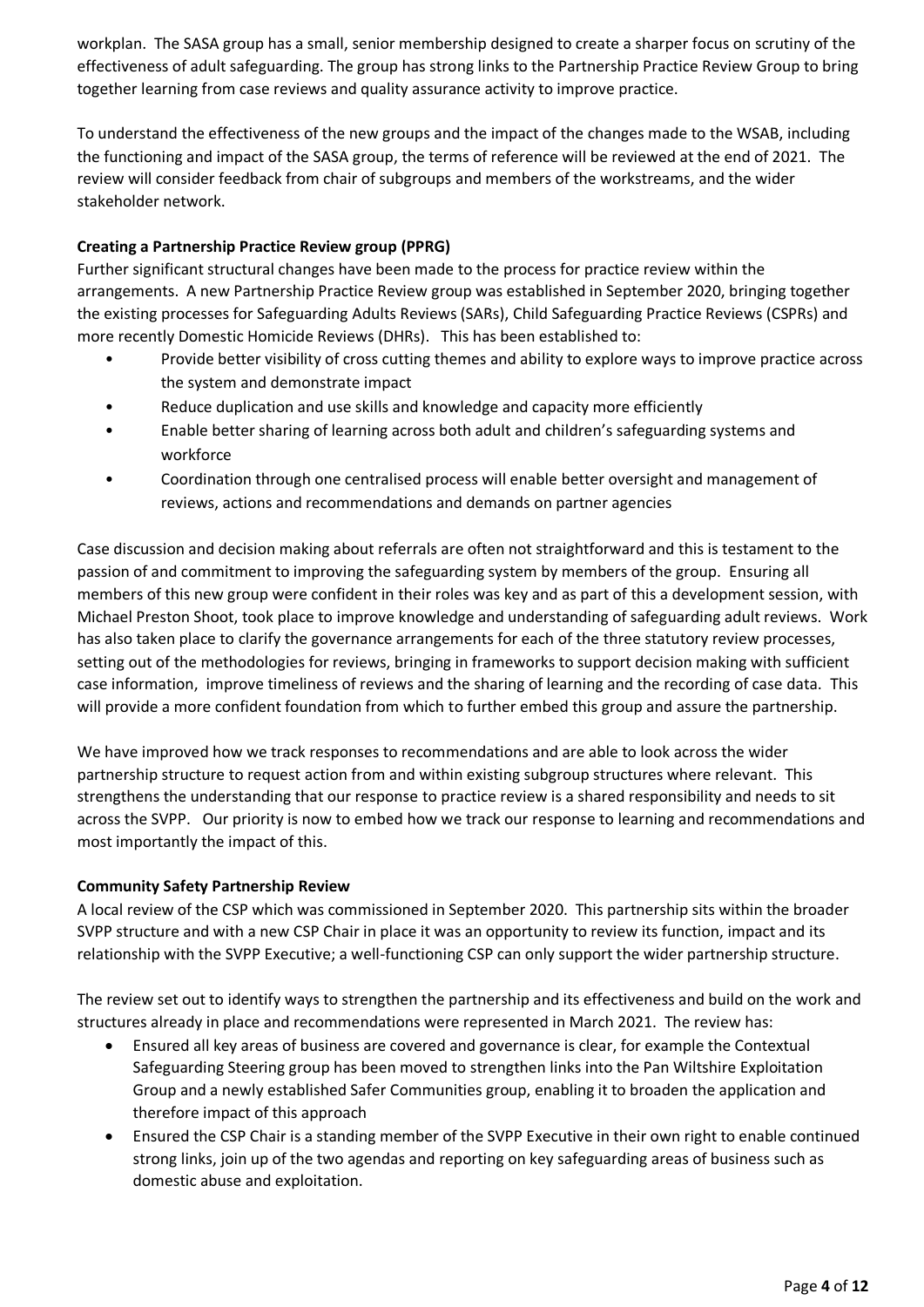workplan. The SASA group has a small, senior membership designed to create a sharper focus on scrutiny of the effectiveness of adult safeguarding. The group has strong links to the Partnership Practice Review Group to bring together learning from case reviews and quality assurance activity to improve practice.

To understand the effectiveness of the new groups and the impact of the changes made to the WSAB, including the functioning and impact of the SASA group, the terms of reference will be reviewed at the end of 2021. The review will consider feedback from chair of subgroups and members of the workstreams, and the wider stakeholder network.

**Creating a Partnership Practice Review group (PPRG)**

Further significant structural changes have been made to the process for practice review within the arrangements. A new Partnership Practice Review group was established in September 2020, bringing together the existing processes for Safeguarding Adults Reviews (SARs), Child Safeguarding Practice Reviews (CSPRs) and more recently Domestic Homicide Reviews (DHRs). This has been established to:

- Provide better visibility of cross cutting themes and ability to explore ways to improve practice across the system and demonstrate impact
- Reduce duplication and use skills and knowledge and capacity more efficiently
- Enable better sharing of learning across both adult and children's safeguarding systems and workforce
- Coordination through one centralised process will enable better oversight and management of reviews, actions and recommendations and demands on partner agencies

Case discussion and decision making about referrals are often not straightforward and this is testament to the passion of and commitment to improving the safeguarding system by members of the group. Ensuring all members of this new group were confident in their roles was key and as part of this a development session, with Michael Preston Shoot, took place to improve knowledge and understanding of safeguarding adult reviews. Work has also taken place to clarify the governance arrangements for each of the three statutory review processes, setting out of the methodologies for reviews, bringing in frameworks to support decision making with sufficient case information, improve timeliness of reviews and the sharing of learning and the recording of case data. This will provide a more confident foundation from which to further embed this group and assure the partnership.

We have improved how we track responses to recommendations and are able to look across the wider partnership structure to request action from and within existing subgroup structures where relevant. This strengthens the understanding that our response to practice review is a shared responsibility and needs to sit across the SVPP. Our priority is now to embed how we track our response to learning and recommendations and most importantly the impact of this.

**Community Safety Partnership Review**

A local review of the CSP which was commissioned in September 2020. This partnership sits within the broader SVPP structure and with a new CSP Chair in place it was an opportunity to review its function, impact and its relationship with the SVPP Executive; a well-functioning CSP can only support the wider partnership structure.

The review set out to identify ways to strengthen the partnership and its effectiveness and build on the work and structures already in place and recommendations were represented in March 2021. The review has:

- Ensured all key areas of business are covered and governance is clear, for example the Contextual Safeguarding Steering group has been moved to strengthen links into the Pan Wiltshire Exploitation Group and a newly established Safer Communities group, enabling it to broaden the application and therefore impact of this approach
- Ensured the CSP Chair is a standing member of the SVPP Executive in their own right to enable continued strong links, join up of the two agendas and reporting on key safeguarding areas of business such as domestic abuse and exploitation.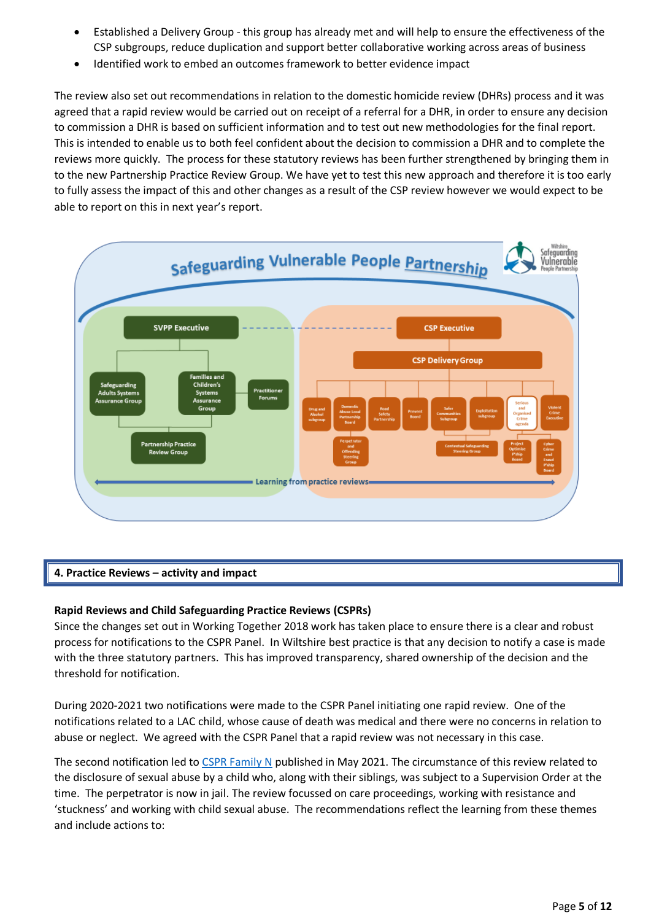- Established a Delivery Group - this group has already met and will help to ensure the effectiveness of the CSP subgroups, reduce duplication and support better collaborative working across areas of business
- Identified work to embed an outcomes framework to better evidence impact

The review also set out recommendations in relation to the domestic homicide review (DHRs) process and it was agreed that a rapid review would be carried out on receipt of a referral for a DHR, in order to ensure any decision to commission a DHR is based on sufficient information and to test out new methodologies for the final report. This is intended to enable us to both feel confident about the decision to commission a DHR and to complete the reviews more quickly. The process for these statutory reviews has been further strengthened by bringing them in to the new Partnership Practice Review Group. We have yet to test this new approach and therefore it is too early to fully assess the impact of this and other changes as a result of the CSP review however we would expect to be able to report on this in next year's report.

**Safeguarding Vulnerable People Partnership**

Wiltshire Safeguarding Vulnerable People Partnership

- SVPP Executive
  - Safeguarding Adults Systems Assurance Group
  - Families and Children's Systems Assurance Group
  - Practitioner Forums
  - Partnership Practice Review Group
- CSP Executive
  - CSP Delivery Group
    - Drug and Alcohol subgroup
    - Domestic Abuse Local Partnership Board
      - Perpetrator and Offending Steering Group
    - Road Safety Partnership
    - Prevent Board
    - Safer Communities Subgroup
    - Exploitation subgroup
      - Contextual Safeguarding Steering Group
    - Serious and Organised Crime agenda
      - Project Optimise P'ship Board
    - Violent Crime Executive
      - Cyber Crime and Fraud P'ship Board

Learning from practice reviews

## 4. Practice Reviews – activity and impact

**Rapid Reviews and Child Safeguarding Practice Reviews (CSPRs)**

Since the changes set out in Working Together 2018 work has taken place to ensure there is a clear and robust process for notifications to the CSPR Panel. In Wiltshire best practice is that any decision to notify a case is made with the three statutory partners. This has improved transparency, shared ownership of the decision and the threshold for notification.

During 2020-2021 two notifications were made to the CSPR Panel initiating one rapid review. One of the notifications related to a LAC child, whose cause of death was medical and there were no concerns in relation to abuse or neglect. We agreed with the CSPR Panel that a rapid review was not necessary in this case.

The second notification led to CSPR Family N published in May 2021. The circumstance of this review related to the disclosure of sexual abuse by a child who, along with their siblings, was subject to a Supervision Order at the time. The perpetrator is now in jail. The review focussed on care proceedings, working with resistance and 'stuckness' and working with child sexual abuse. The recommendations reflect the learning from these themes and include actions to: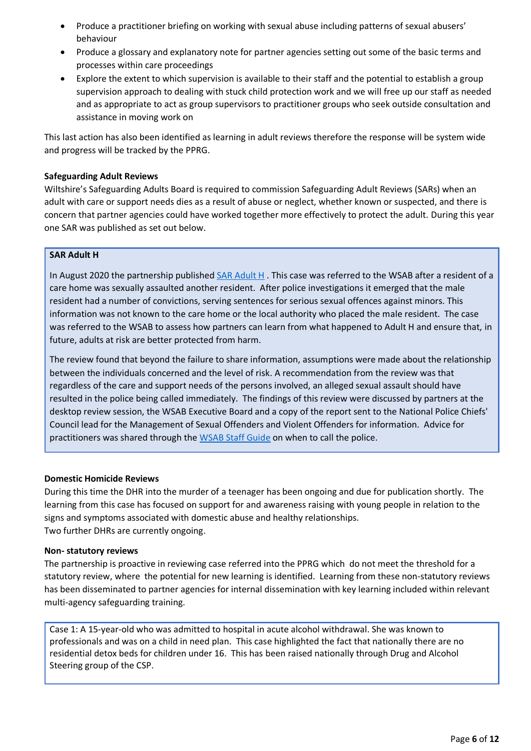- Produce a practitioner briefing on working with sexual abuse including patterns of sexual abusers' behaviour
- Produce a glossary and explanatory note for partner agencies setting out some of the basic terms and processes within care proceedings
- Explore the extent to which supervision is available to their staff and the potential to establish a group supervision approach to dealing with stuck child protection work and we will free up our staff as needed and as appropriate to act as group supervisors to practitioner groups who seek outside consultation and assistance in moving work on

This last action has also been identified as learning in adult reviews therefore the response will be system wide and progress will be tracked by the PPRG.

**Safeguarding Adult Reviews**

Wiltshire's Safeguarding Adults Board is required to commission Safeguarding Adult Reviews (SARs) when an adult with care or support needs dies as a result of abuse or neglect, whether known or suspected, and there is concern that partner agencies could have worked together more effectively to protect the adult. During this year one SAR was published as set out below.

**SAR Adult H**

In August 2020 the partnership published SAR Adult H . This case was referred to the WSAB after a resident of a care home was sexually assaulted another resident. After police investigations it emerged that the male resident had a number of convictions, serving sentences for serious sexual offences against minors. This information was not known to the care home or the local authority who placed the male resident. The case was referred to the WSAB to assess how partners can learn from what happened to Adult H and ensure that, in future, adults at risk are better protected from harm.

The review found that beyond the failure to share information, assumptions were made about the relationship between the individuals concerned and the level of risk. A recommendation from the review was that regardless of the care and support needs of the persons involved, an alleged sexual assault should have resulted in the police being called immediately. The findings of this review were discussed by partners at the desktop review session, the WSAB Executive Board and a copy of the report sent to the National Police Chiefs' Council lead for the Management of Sexual Offenders and Violent Offenders for information. Advice for practitioners was shared through the WSAB Staff Guide on when to call the police.

**Domestic Homicide Reviews**

During this time the DHR into the murder of a teenager has been ongoing and due for publication shortly. The learning from this case has focused on support for and awareness raising with young people in relation to the signs and symptoms associated with domestic abuse and healthy relationships.
Two further DHRs are currently ongoing.

**Non- statutory reviews**

The partnership is proactive in reviewing case referred into the PPRG which do not meet the threshold for a statutory review, where the potential for new learning is identified. Learning from these non-statutory reviews has been disseminated to partner agencies for internal dissemination with key learning included within relevant multi-agency safeguarding training.

Case 1: A 15-year-old who was admitted to hospital in acute alcohol withdrawal. She was known to professionals and was on a child in need plan. This case highlighted the fact that nationally there are no residential detox beds for children under 16. This has been raised nationally through Drug and Alcohol Steering group of the CSP.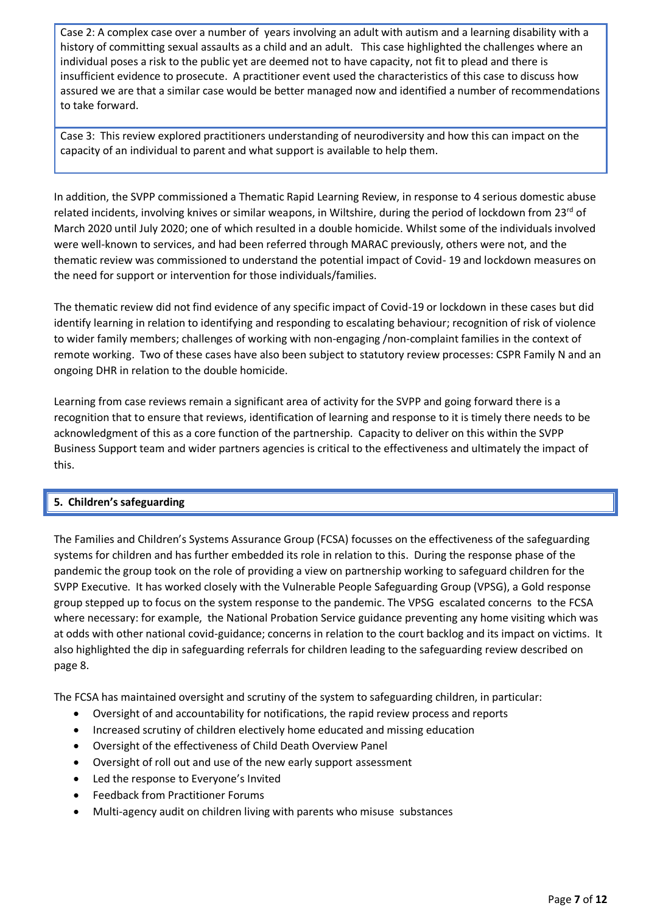Case 2: A complex case over a number of years involving an adult with autism and a learning disability with a history of committing sexual assaults as a child and an adult. This case highlighted the challenges where an individual poses a risk to the public yet are deemed not to have capacity, not fit to plead and there is insufficient evidence to prosecute. A practitioner event used the characteristics of this case to discuss how assured we are that a similar case would be better managed now and identified a number of recommendations to take forward.

Case 3: This review explored practitioners understanding of neurodiversity and how this can impact on the capacity of an individual to parent and what support is available to help them.

In addition, the SVPP commissioned a Thematic Rapid Learning Review, in response to 4 serious domestic abuse related incidents, involving knives or similar weapons, in Wiltshire, during the period of lockdown from 23rd of March 2020 until July 2020; one of which resulted in a double homicide. Whilst some of the individuals involved were well-known to services, and had been referred through MARAC previously, others were not, and the thematic review was commissioned to understand the potential impact of Covid- 19 and lockdown measures on the need for support or intervention for those individuals/families.

The thematic review did not find evidence of any specific impact of Covid-19 or lockdown in these cases but did identify learning in relation to identifying and responding to escalating behaviour; recognition of risk of violence to wider family members; challenges of working with non-engaging /non-complaint families in the context of remote working. Two of these cases have also been subject to statutory review processes: CSPR Family N and an ongoing DHR in relation to the double homicide.

Learning from case reviews remain a significant area of activity for the SVPP and going forward there is a recognition that to ensure that reviews, identification of learning and response to it is timely there needs to be acknowledgment of this as a core function of the partnership. Capacity to deliver on this within the SVPP Business Support team and wider partners agencies is critical to the effectiveness and ultimately the impact of this.

## 5. Children's safeguarding

The Families and Children's Systems Assurance Group (FCSA) focusses on the effectiveness of the safeguarding systems for children and has further embedded its role in relation to this. During the response phase of the pandemic the group took on the role of providing a view on partnership working to safeguard children for the SVPP Executive. It has worked closely with the Vulnerable People Safeguarding Group (VPSG), a Gold response group stepped up to focus on the system response to the pandemic. The VPSG escalated concerns to the FCSA where necessary: for example, the National Probation Service guidance preventing any home visiting which was at odds with other national covid-guidance; concerns in relation to the court backlog and its impact on victims. It also highlighted the dip in safeguarding referrals for children leading to the safeguarding review described on page 8.

The FCSA has maintained oversight and scrutiny of the system to safeguarding children, in particular:

- Oversight of and accountability for notifications, the rapid review process and reports
- Increased scrutiny of children electively home educated and missing education
- Oversight of the effectiveness of Child Death Overview Panel
- Oversight of roll out and use of the new early support assessment
- Led the response to Everyone's Invited
- Feedback from Practitioner Forums
- Multi-agency audit on children living with parents who misuse substances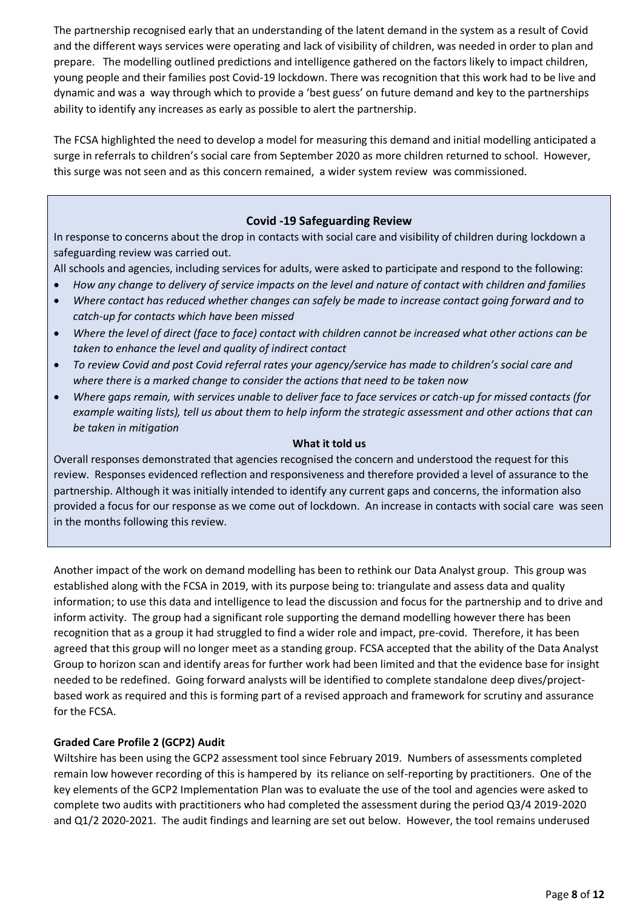The partnership recognised early that an understanding of the latent demand in the system as a result of Covid and the different ways services were operating and lack of visibility of children, was needed in order to plan and prepare. The modelling outlined predictions and intelligence gathered on the factors likely to impact children, young people and their families post Covid-19 lockdown. There was recognition that this work had to be live and dynamic and was a way through which to provide a 'best guess' on future demand and key to the partnerships ability to identify any increases as early as possible to alert the partnership.

The FCSA highlighted the need to develop a model for measuring this demand and initial modelling anticipated a surge in referrals to children's social care from September 2020 as more children returned to school. However, this surge was not seen and as this concern remained, a wider system review was commissioned.

### Covid -19 Safeguarding Review

In response to concerns about the drop in contacts with social care and visibility of children during lockdown a safeguarding review was carried out.

All schools and agencies, including services for adults, were asked to participate and respond to the following:

- *How any change to delivery of service impacts on the level and nature of contact with children and families*
- *Where contact has reduced whether changes can safely be made to increase contact going forward and to catch-up for contacts which have been missed*
- *Where the level of direct (face to face) contact with children cannot be increased what other actions can be taken to enhance the level and quality of indirect contact*
- *To review Covid and post Covid referral rates your agency/service has made to children's social care and where there is a marked change to consider the actions that need to be taken now*
- *Where gaps remain, with services unable to deliver face to face services or catch-up for missed contacts (for example waiting lists), tell us about them to help inform the strategic assessment and other actions that can be taken in mitigation*

**What it told us**

Overall responses demonstrated that agencies recognised the concern and understood the request for this review. Responses evidenced reflection and responsiveness and therefore provided a level of assurance to the partnership. Although it was initially intended to identify any current gaps and concerns, the information also provided a focus for our response as we come out of lockdown. An increase in contacts with social care was seen in the months following this review.

Another impact of the work on demand modelling has been to rethink our Data Analyst group. This group was established along with the FCSA in 2019, with its purpose being to: triangulate and assess data and quality information; to use this data and intelligence to lead the discussion and focus for the partnership and to drive and inform activity. The group had a significant role supporting the demand modelling however there has been recognition that as a group it had struggled to find a wider role and impact, pre-covid. Therefore, it has been agreed that this group will no longer meet as a standing group. FCSA accepted that the ability of the Data Analyst Group to horizon scan and identify areas for further work had been limited and that the evidence base for insight needed to be redefined. Going forward analysts will be identified to complete standalone deep dives/project-based work as required and this is forming part of a revised approach and framework for scrutiny and assurance for the FCSA.

**Graded Care Profile 2 (GCP2) Audit**

Wiltshire has been using the GCP2 assessment tool since February 2019. Numbers of assessments completed remain low however recording of this is hampered by its reliance on self-reporting by practitioners. One of the key elements of the GCP2 Implementation Plan was to evaluate the use of the tool and agencies were asked to complete two audits with practitioners who had completed the assessment during the period Q3/4 2019-2020 and Q1/2 2020-2021. The audit findings and learning are set out below. However, the tool remains underused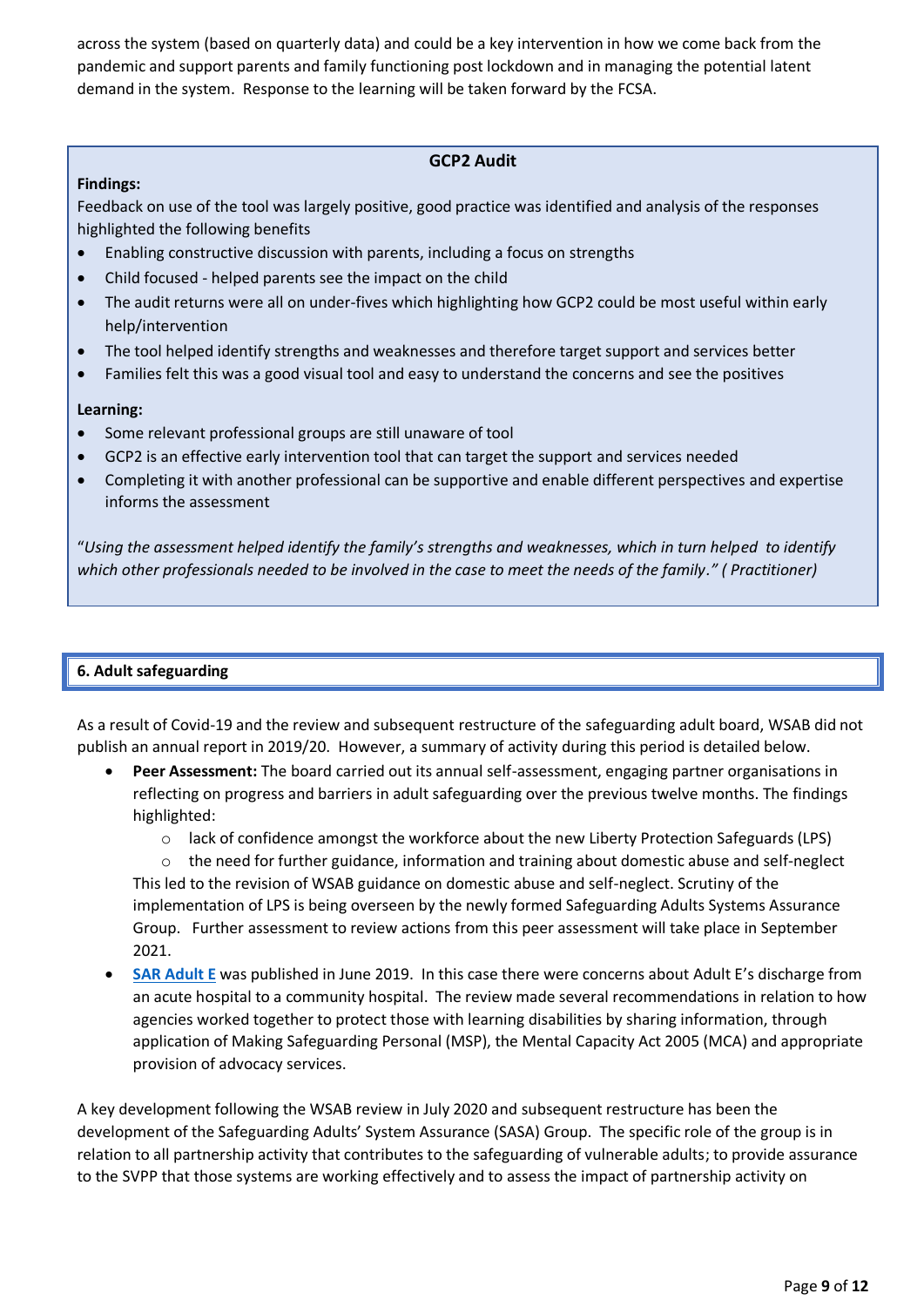across the system (based on quarterly data) and could be a key intervention in how we come back from the pandemic and support parents and family functioning post lockdown and in managing the potential latent demand in the system. Response to the learning will be taken forward by the FCSA.

### GCP2 Audit

**Findings:**

Feedback on use of the tool was largely positive, good practice was identified and analysis of the responses highlighted the following benefits

- Enabling constructive discussion with parents, including a focus on strengths
- Child focused - helped parents see the impact on the child
- The audit returns were all on under-fives which highlighting how GCP2 could be most useful within early help/intervention
- The tool helped identify strengths and weaknesses and therefore target support and services better
- Families felt this was a good visual tool and easy to understand the concerns and see the positives

**Learning:**

- Some relevant professional groups are still unaware of tool
- GCP2 is an effective early intervention tool that can target the support and services needed
- Completing it with another professional can be supportive and enable different perspectives and expertise informs the assessment

"*Using the assessment helped identify the family's strengths and weaknesses, which in turn helped to identify which other professionals needed to be involved in the case to meet the needs of the family*." *( Practitioner)*

## 6. Adult safeguarding

As a result of Covid-19 and the review and subsequent restructure of the safeguarding adult board, WSAB did not publish an annual report in 2019/20. However, a summary of activity during this period is detailed below.

- **Peer Assessment:** The board carried out its annual self-assessment, engaging partner organisations in reflecting on progress and barriers in adult safeguarding over the previous twelve months. The findings highlighted:
  - lack of confidence amongst the workforce about the new Liberty Protection Safeguards (LPS)
  - the need for further guidance, information and training about domestic abuse and self-neglect

  This led to the revision of WSAB guidance on domestic abuse and self-neglect. Scrutiny of the implementation of LPS is being overseen by the newly formed Safeguarding Adults Systems Assurance Group. Further assessment to review actions from this peer assessment will take place in September 2021.
- **SAR Adult E** was published in June 2019. In this case there were concerns about Adult E's discharge from an acute hospital to a community hospital. The review made several recommendations in relation to how agencies worked together to protect those with learning disabilities by sharing information, through application of Making Safeguarding Personal (MSP), the Mental Capacity Act 2005 (MCA) and appropriate provision of advocacy services.

A key development following the WSAB review in July 2020 and subsequent restructure has been the development of the Safeguarding Adults' System Assurance (SASA) Group. The specific role of the group is in relation to all partnership activity that contributes to the safeguarding of vulnerable adults; to provide assurance to the SVPP that those systems are working effectively and to assess the impact of partnership activity on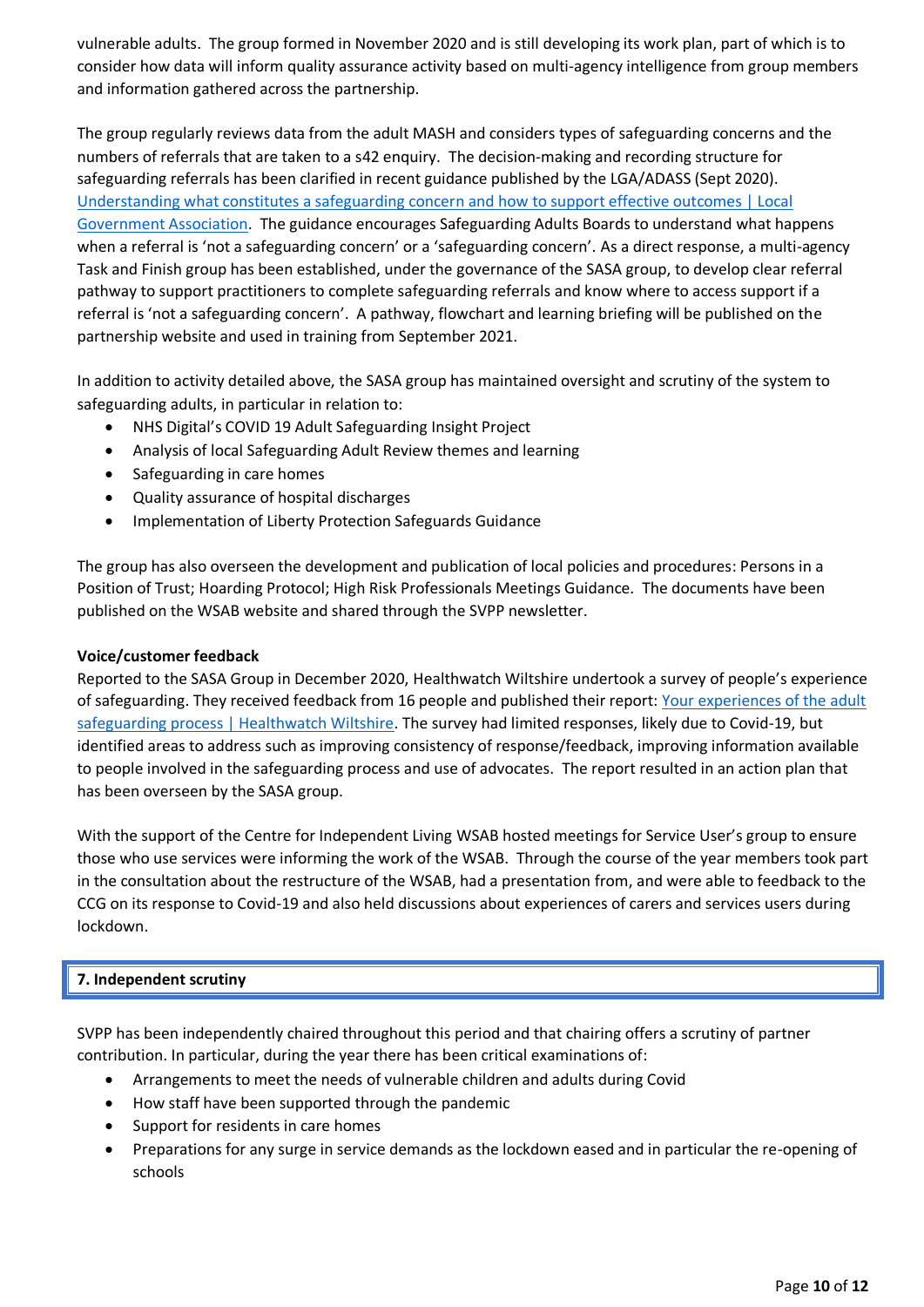vulnerable adults. The group formed in November 2020 and is still developing its work plan, part of which is to consider how data will inform quality assurance activity based on multi-agency intelligence from group members and information gathered across the partnership.

The group regularly reviews data from the adult MASH and considers types of safeguarding concerns and the numbers of referrals that are taken to a s42 enquiry. The decision-making and recording structure for safeguarding referrals has been clarified in recent guidance published by the LGA/ADASS (Sept 2020). [Understanding what constitutes a safeguarding concern and how to support effective outcomes | Local Government Association](). The guidance encourages Safeguarding Adults Boards to understand what happens when a referral is 'not a safeguarding concern' or a 'safeguarding concern'. As a direct response, a multi-agency Task and Finish group has been established, under the governance of the SASA group, to develop clear referral pathway to support practitioners to complete safeguarding referrals and know where to access support if a referral is 'not a safeguarding concern'. A pathway, flowchart and learning briefing will be published on the partnership website and used in training from September 2021.

In addition to activity detailed above, the SASA group has maintained oversight and scrutiny of the system to safeguarding adults, in particular in relation to:

- NHS Digital's COVID 19 Adult Safeguarding Insight Project
- Analysis of local Safeguarding Adult Review themes and learning
- Safeguarding in care homes
- Quality assurance of hospital discharges
- Implementation of Liberty Protection Safeguards Guidance

The group has also overseen the development and publication of local policies and procedures: Persons in a Position of Trust; Hoarding Protocol; High Risk Professionals Meetings Guidance. The documents have been published on the WSAB website and shared through the SVPP newsletter.

**Voice/customer feedback**

Reported to the SASA Group in December 2020, Healthwatch Wiltshire undertook a survey of people's experience of safeguarding. They received feedback from 16 people and published their report: [Your experiences of the adult safeguarding process | Healthwatch Wiltshire](). The survey had limited responses, likely due to Covid-19, but identified areas to address such as improving consistency of response/feedback, improving information available to people involved in the safeguarding process and use of advocates. The report resulted in an action plan that has been overseen by the SASA group.

With the support of the Centre for Independent Living WSAB hosted meetings for Service User's group to ensure those who use services were informing the work of the WSAB. Through the course of the year members took part in the consultation about the restructure of the WSAB, had a presentation from, and were able to feedback to the CCG on its response to Covid-19 and also held discussions about experiences of carers and services users during lockdown.

## 7. Independent scrutiny

SVPP has been independently chaired throughout this period and that chairing offers a scrutiny of partner contribution. In particular, during the year there has been critical examinations of:

- Arrangements to meet the needs of vulnerable children and adults during Covid
- How staff have been supported through the pandemic
- Support for residents in care homes
- Preparations for any surge in service demands as the lockdown eased and in particular the re-opening of schools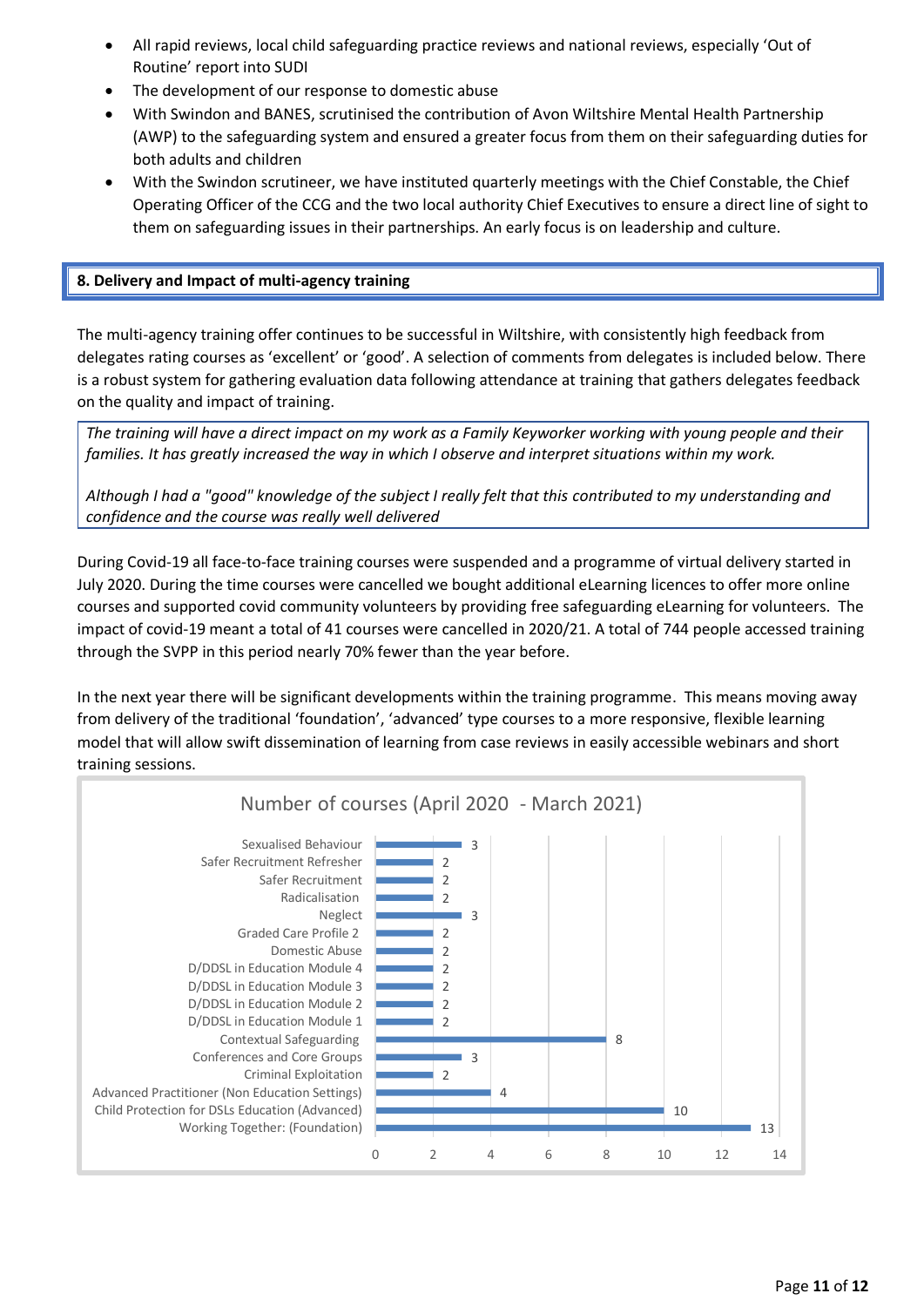- All rapid reviews, local child safeguarding practice reviews and national reviews, especially 'Out of Routine' report into SUDI
- The development of our response to domestic abuse
- With Swindon and BANES, scrutinised the contribution of Avon Wiltshire Mental Health Partnership (AWP) to the safeguarding system and ensured a greater focus from them on their safeguarding duties for both adults and children
- With the Swindon scrutineer, we have instituted quarterly meetings with the Chief Constable, the Chief Operating Officer of the CCG and the two local authority Chief Executives to ensure a direct line of sight to them on safeguarding issues in their partnerships. An early focus is on leadership and culture.

## 8. Delivery and Impact of multi-agency training

The multi-agency training offer continues to be successful in Wiltshire, with consistently high feedback from delegates rating courses as 'excellent' or 'good'. A selection of comments from delegates is included below. There is a robust system for gathering evaluation data following attendance at training that gathers delegates feedback on the quality and impact of training.

> *The training will have a direct impact on my work as a Family Keyworker working with young people and their families. It has greatly increased the way in which I observe and interpret situations within my work.*
>
> *Although I had a "good" knowledge of the subject I really felt that this contributed to my understanding and confidence and the course was really well delivered*

During Covid-19 all face-to-face training courses were suspended and a programme of virtual delivery started in July 2020. During the time courses were cancelled we bought additional eLearning licences to offer more online courses and supported covid community volunteers by providing free safeguarding eLearning for volunteers. The impact of covid-19 meant a total of 41 courses were cancelled in 2020/21. A total of 744 people accessed training through the SVPP in this period nearly 70% fewer than the year before.

In the next year there will be significant developments within the training programme. This means moving away from delivery of the traditional 'foundation', 'advanced' type courses to a more responsive, flexible learning model that will allow swift dissemination of learning from case reviews in easily accessible webinars and short training sessions.

**Number of courses (April 2020 - March 2021)**

| Course | Number of courses |
|---|---|
| Sexualised Behaviour | 3 |
| Safer Recruitment Refresher | 2 |
| Safer Recruitment | 2 |
| Radicalisation | 2 |
| Neglect | 3 |
| Graded Care Profile 2 | 2 |
| Domestic Abuse | 2 |
| D/DDSL in Education Module 4 | 2 |
| D/DDSL in Education Module 3 | 2 |
| D/DDSL in Education Module 2 | 2 |
| D/DDSL in Education Module 1 | 2 |
| Contextual Safeguarding | 8 |
| Conferences and Core Groups | 3 |
| Criminal Exploitation | 2 |
| Advanced Practitioner (Non Education Settings) | 4 |
| Child Protection for DSLs Education (Advanced) | 10 |
| Working Together: (Foundation) | 13 |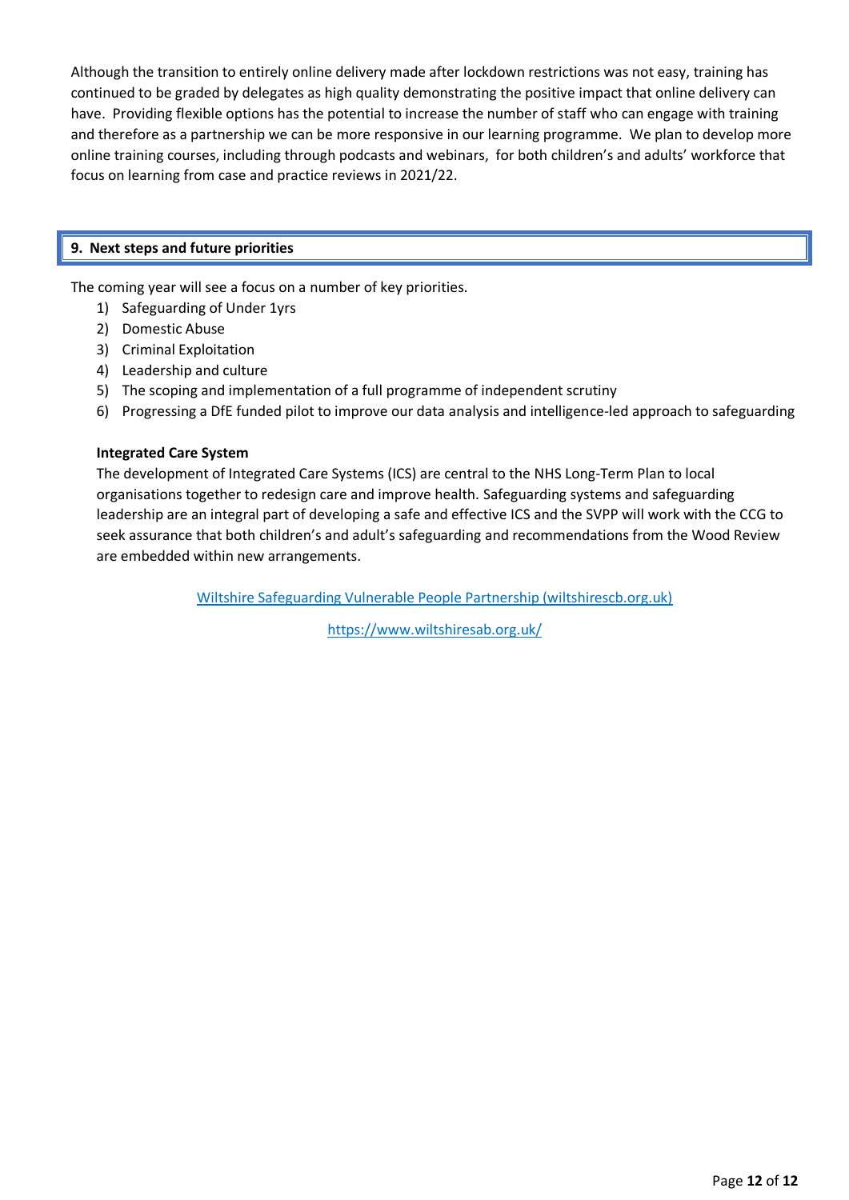Although the transition to entirely online delivery made after lockdown restrictions was not easy, training has continued to be graded by delegates as high quality demonstrating the positive impact that online delivery can have. Providing flexible options has the potential to increase the number of staff who can engage with training and therefore as a partnership we can be more responsive in our learning programme. We plan to develop more online training courses, including through podcasts and webinars, for both children's and adults' workforce that focus on learning from case and practice reviews in 2021/22.

## 9. Next steps and future priorities

The coming year will see a focus on a number of key priorities.

1) Safeguarding of Under 1yrs
2) Domestic Abuse
3) Criminal Exploitation
4) Leadership and culture
5) The scoping and implementation of a full programme of independent scrutiny
6) Progressing a DfE funded pilot to improve our data analysis and intelligence-led approach to safeguarding

### Integrated Care System

The development of Integrated Care Systems (ICS) are central to the NHS Long-Term Plan to local organisations together to redesign care and improve health. Safeguarding systems and safeguarding leadership are an integral part of developing a safe and effective ICS and the SVPP will work with the CCG to seek assurance that both children's and adult's safeguarding and recommendations from the Wood Review are embedded within new arrangements.

Wiltshire Safeguarding Vulnerable People Partnership (wiltshirescb.org.uk)

https://www.wiltshiresab.org.uk/